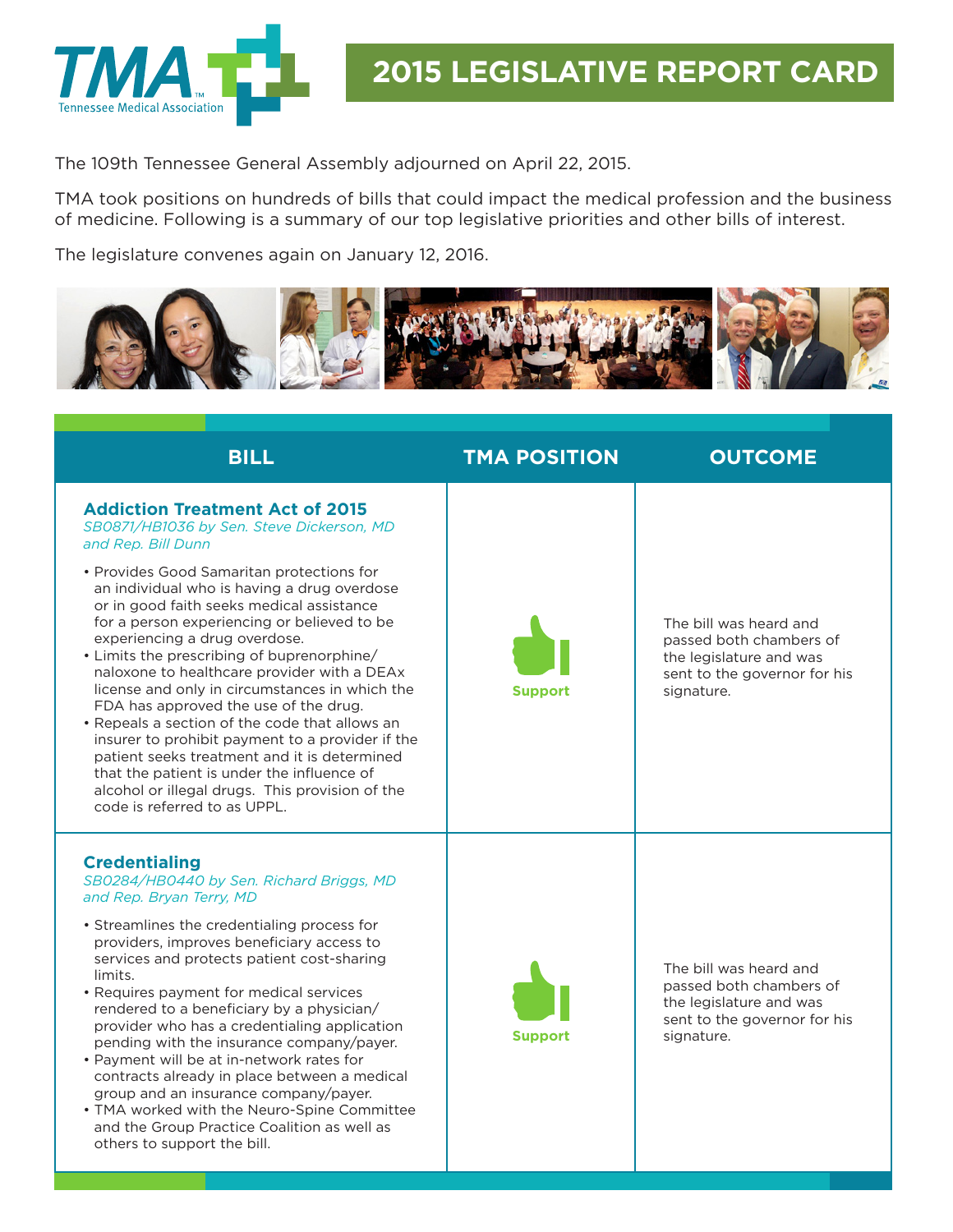# 2015 LEGISLATIVE REPORT CARD

The 109th Tennessee General Assembly adjourned on April 22, 2015.

TMA took positions on hundreds of bills that could impact the medical profession and the business of medicine. Following is a summary of our top legislative priorities and other bills of interest.

The legislature convenes again on January 12, 2016.

| BILL | TMA POSITION | OUTCOME |
|---|---|---|
| **Addiction Treatment Act of 2015**<br>*SB0871/HB1036 by Sen. Steve Dickerson, MD and Rep. Bill Dunn*<br>• Provides Good Samaritan protections for an individual who is having a drug overdose or in good faith seeks medical assistance for a person experiencing or believed to be experiencing a drug overdose.<br>• Limits the prescribing of buprenorphine/naloxone to healthcare provider with a DEAx license and only in circumstances in which the FDA has approved the use of the drug.<br>• Repeals a section of the code that allows an insurer to prohibit payment to a provider if the patient seeks treatment and it is determined that the patient is under the influence of alcohol or illegal drugs. This provision of the code is referred to as UPPL. | Support | The bill was heard and passed both chambers of the legislature and was sent to the governor for his signature. |
| **Credentialing**<br>*SB0284/HB0440 by Sen. Richard Briggs, MD and Rep. Bryan Terry, MD*<br>• Streamlines the credentialing process for providers, improves beneficiary access to services and protects patient cost-sharing limits.<br>• Requires payment for medical services rendered to a beneficiary by a physician/provider who has a credentialing application pending with the insurance company/payer.<br>• Payment will be at in-network rates for contracts already in place between a medical group and an insurance company/payer.<br>• TMA worked with the Neuro-Spine Committee and the Group Practice Coalition as well as others to support the bill. | Support | The bill was heard and passed both chambers of the legislature and was sent to the governor for his signature. |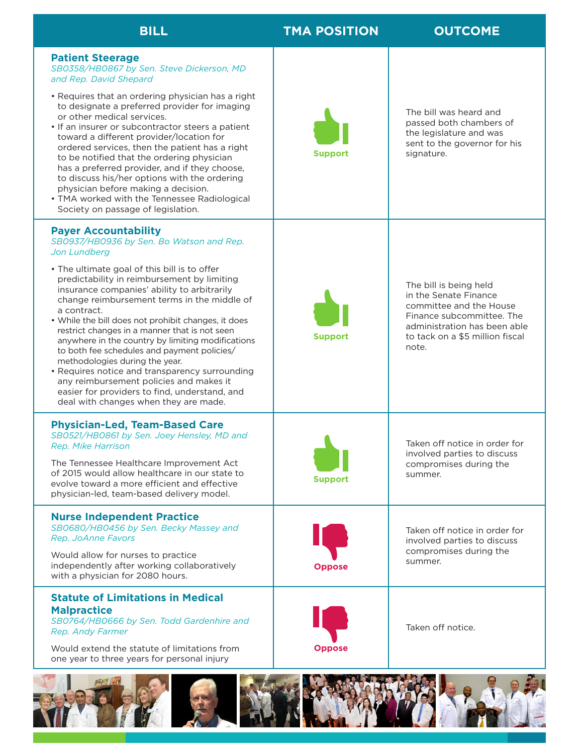| BILL | TMA POSITION | OUTCOME |
|---|---|---|
| **Patient Steerage**<br>*SB0358/HB0867 by Sen. Steve Dickerson, MD and Rep. David Shepard*<br>• Requires that an ordering physician has a right to designate a preferred provider for imaging or other medical services.<br>• If an insurer or subcontractor steers a patient toward a different provider/location for ordered services, then the patient has a right to be notified that the ordering physician has a preferred provider, and if they choose, to discuss his/her options with the ordering physician before making a decision.<br>• TMA worked with the Tennessee Radiological Society on passage of legislation. | Support | The bill was heard and passed both chambers of the legislature and was sent to the governor for his signature. |
| **Payer Accountability**<br>*SB0937/HB0936 by Sen. Bo Watson and Rep. Jon Lundberg*<br>• The ultimate goal of this bill is to offer predictability in reimbursement by limiting insurance companies' ability to arbitrarily change reimbursement terms in the middle of a contract.<br>• While the bill does not prohibit changes, it does restrict changes in a manner that is not seen anywhere in the country by limiting modifications to both fee schedules and payment policies/methodologies during the year.<br>• Requires notice and transparency surrounding any reimbursement policies and makes it easier for providers to find, understand, and deal with changes when they are made. | Support | The bill is being held in the Senate Finance committee and the House Finance subcommittee. The administration has been able to tack on a $5 million fiscal note. |
| **Physician-Led, Team-Based Care**<br>*SB0521/HB0861 by Sen. Joey Hensley, MD and Rep. Mike Harrison*<br>The Tennessee Healthcare Improvement Act of 2015 would allow healthcare in our state to evolve toward a more efficient and effective physician-led, team-based delivery model. | Support | Taken off notice in order for involved parties to discuss compromises during the summer. |
| **Nurse Independent Practice**<br>*SB0680/HB0456 by Sen. Becky Massey and Rep. JoAnne Favors*<br>Would allow for nurses to practice independently after working collaboratively with a physician for 2080 hours. | Oppose | Taken off notice in order for involved parties to discuss compromises during the summer. |
| **Statute of Limitations in Medical Malpractice**<br>*SB0764/HB0666 by Sen. Todd Gardenhire and Rep. Andy Farmer*<br>Would extend the statute of limitations from one year to three years for personal injury | Oppose | Taken off notice. |